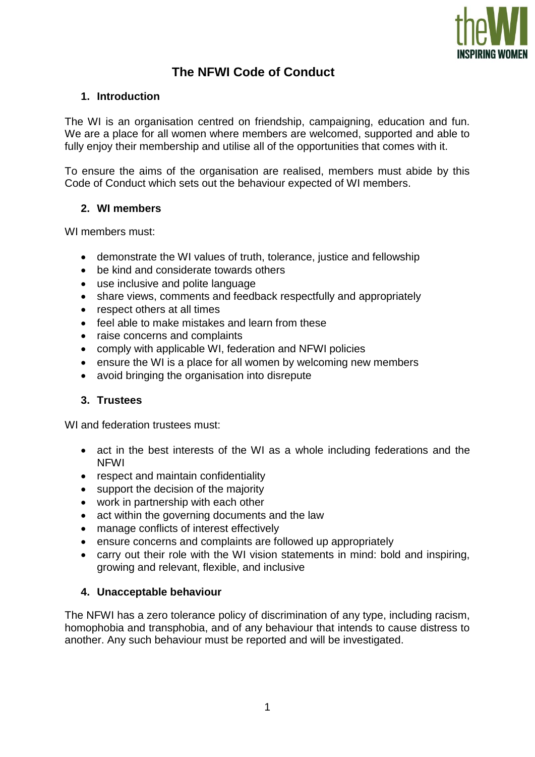# The NFWI Code of Conduct

## 1. Introduction

The WI is an organisation centred on friendship, campaigning, education and fun. We are a place for all women where members are welcomed, supported and able to fully enjoy their membership and utilise all of the opportunities that comes with it.

To ensure the aims of the organisation are realised, members must abide by this Code of Conduct which sets out the behaviour expected of WI members.

## 2. WI members

WI members must:

- demonstrate the WI values of truth, tolerance, justice and fellowship
- be kind and considerate towards others
- use inclusive and polite language
- share views, comments and feedback respectfully and appropriately
- respect others at all times
- feel able to make mistakes and learn from these
- raise concerns and complaints
- comply with applicable WI, federation and NFWI policies
- ensure the WI is a place for all women by welcoming new members
- avoid bringing the organisation into disrepute

## 3. Trustees

WI and federation trustees must:

- act in the best interests of the WI as a whole including federations and the NFWI
- respect and maintain confidentiality
- support the decision of the majority
- work in partnership with each other
- act within the governing documents and the law
- manage conflicts of interest effectively
- ensure concerns and complaints are followed up appropriately
- carry out their role with the WI vision statements in mind: bold and inspiring, growing and relevant, flexible, and inclusive

## 4. Unacceptable behaviour

The NFWI has a zero tolerance policy of discrimination of any type, including racism, homophobia and transphobia, and of any behaviour that intends to cause distress to another. Any such behaviour must be reported and will be investigated.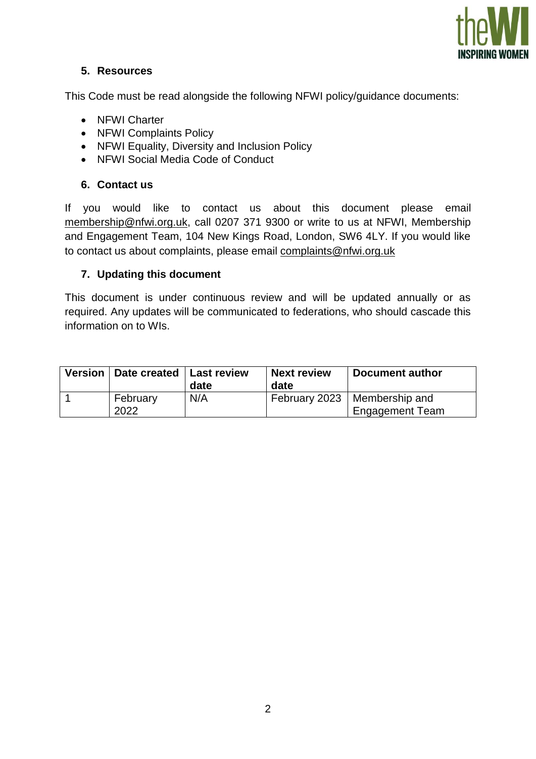## 5. Resources

This Code must be read alongside the following NFWI policy/guidance documents:

- NFWI Charter
- NFWI Complaints Policy
- NFWI Equality, Diversity and Inclusion Policy
- NFWI Social Media Code of Conduct

## 6. Contact us

If you would like to contact us about this document please email membership@nfwi.org.uk, call 0207 371 9300 or write to us at NFWI, Membership and Engagement Team, 104 New Kings Road, London, SW6 4LY. If you would like to contact us about complaints, please email complaints@nfwi.org.uk

## 7. Updating this document

This document is under continuous review and will be updated annually or as required. Any updates will be communicated to federations, who should cascade this information on to WIs.

| Version | Date created | Last review date | Next review date | Document author |
|---|---|---|---|---|
| 1 | February 2022 | N/A | February 2023 | Membership and Engagement Team |